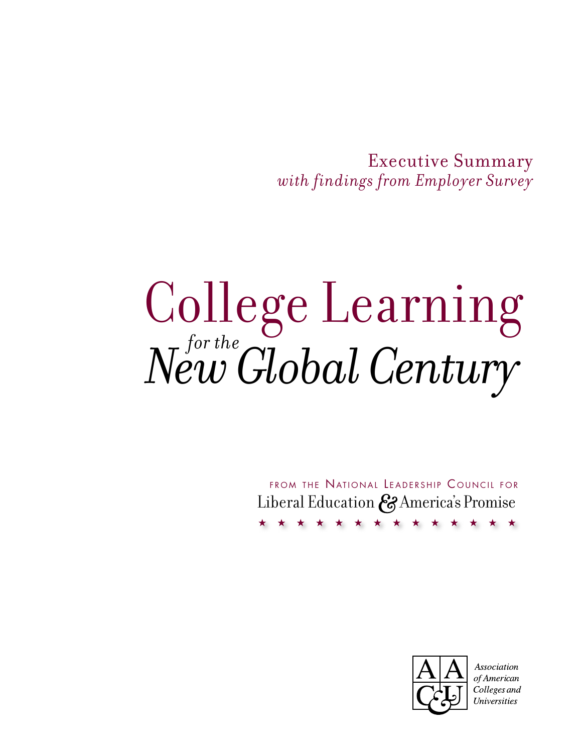Executive Summary
*with findings from Employer Survey*

# College Learning *for the New Global Century*

FROM THE NATIONAL LEADERSHIP COUNCIL FOR
Liberal Education & America's Promise

★ ★ ★ ★ ★ ★ ★ ★ ★ ★ ★ ★ ★ ★

AAC&U
*Association of American Colleges and Universities*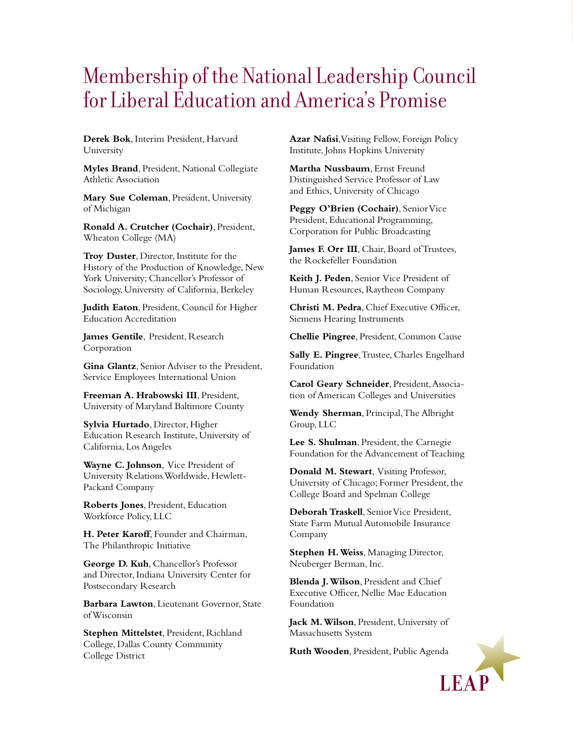# Membership of the National Leadership Council for Liberal Education and America's Promise

**Derek Bok**, Interim President, Harvard University

**Myles Brand**, President, National Collegiate Athletic Association

**Mary Sue Coleman**, President, University of Michigan

**Ronald A. Crutcher (Cochair)**, President, Wheaton College (MA)

**Troy Duster**, Director, Institute for the History of the Production of Knowledge, New York University; Chancellor's Professor of Sociology, University of California, Berkeley

**Judith Eaton**, President, Council for Higher Education Accreditation

**James Gentile**, President, Research Corporation

**Gina Glantz**, Senior Adviser to the President, Service Employees International Union

**Freeman A. Hrabowski III**, President, University of Maryland Baltimore County

**Sylvia Hurtado**, Director, Higher Education Research Institute, University of California, Los Angeles

**Wayne C. Johnson**, Vice President of University Relations Worldwide, Hewlett-Packard Company

**Roberts Jones**, President, Education Workforce Policy, LLC

**H. Peter Karoff**, Founder and Chairman, The Philanthropic Initiative

**George D. Kuh**, Chancellor's Professor and Director, Indiana University Center for Postsecondary Research

**Barbara Lawton**, Lieutenant Governor, State of Wisconsin

**Stephen Mittelstet**, President, Richland College, Dallas County Community College District

**Azar Nafisi**, Visiting Fellow, Foreign Policy Institute, Johns Hopkins University

**Martha Nussbaum**, Ernst Freund Distinguished Service Professor of Law and Ethics, University of Chicago

**Peggy O'Brien (Cochair)**, Senior Vice President, Educational Programming, Corporation for Public Broadcasting

**James F. Orr III**, Chair, Board of Trustees, the Rockefeller Foundation

**Keith J. Peden**, Senior Vice President of Human Resources, Raytheon Company

**Christi M. Pedra**, Chief Executive Officer, Siemens Hearing Instruments

**Chellie Pingree**, President, Common Cause

**Sally E. Pingree**, Trustee, Charles Engelhard Foundation

**Carol Geary Schneider**, President, Association of American Colleges and Universities

**Wendy Sherman**, Principal, The Albright Group, LLC

**Lee S. Shulman**, President, the Carnegie Foundation for the Advancement of Teaching

**Donald M. Stewart**, Visiting Professor, University of Chicago; Former President, the College Board and Spelman College

**Deborah Traskell**, Senior Vice President, State Farm Mutual Automobile Insurance Company

**Stephen H. Weiss**, Managing Director, Neuberger Berman, Inc.

**Blenda J. Wilson**, President and Chief Executive Officer, Nellie Mae Education Foundation

**Jack M. Wilson**, President, University of Massachusetts System

**Ruth Wooden**, President, Public Agenda

LEAP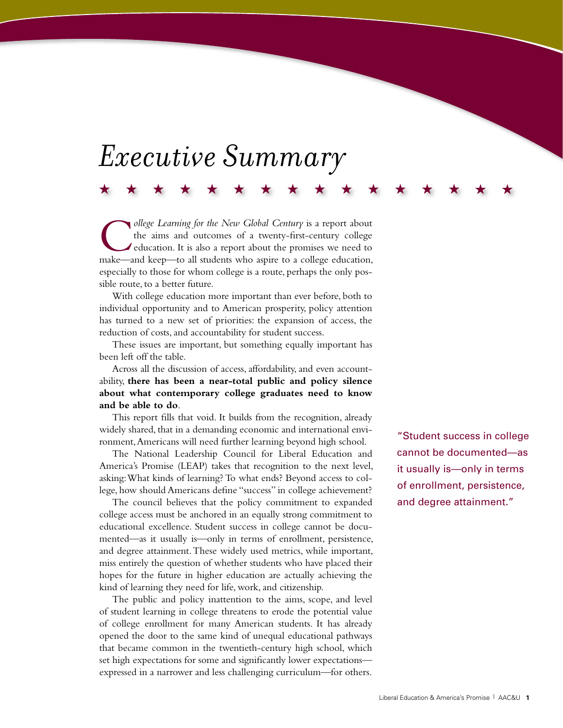# *Executive Summary*

★ ★ ★ ★ ★ ★ ★ ★ ★ ★ ★ ★ ★ ★ ★ ★

*College Learning for the New Global Century* is a report about the aims and outcomes of a twenty-first-century college education. It is also a report about the promises we need to make—and keep—to all students who aspire to a college education, especially to those for whom college is a route, perhaps the only possible route, to a better future.

With college education more important than ever before, both to individual opportunity and to American prosperity, policy attention has turned to a new set of priorities: the expansion of access, the reduction of costs, and accountability for student success.

These issues are important, but something equally important has been left off the table.

Across all the discussion of access, affordability, and even accountability, **there has been a near-total public and policy silence about what contemporary college graduates need to know and be able to do**.

This report fills that void. It builds from the recognition, already widely shared, that in a demanding economic and international environment, Americans will need further learning beyond high school.

The National Leadership Council for Liberal Education and America's Promise (LEAP) takes that recognition to the next level, asking: What kinds of learning? To what ends? Beyond access to college, how should Americans define "success" in college achievement?

The council believes that the policy commitment to expanded college access must be anchored in an equally strong commitment to educational excellence. Student success in college cannot be documented—as it usually is—only in terms of enrollment, persistence, and degree attainment. These widely used metrics, while important, miss entirely the question of whether students who have placed their hopes for the future in higher education are actually achieving the kind of learning they need for life, work, and citizenship.

The public and policy inattention to the aims, scope, and level of student learning in college threatens to erode the potential value of college enrollment for many American students. It has already opened the door to the same kind of unequal educational pathways that became common in the twentieth-century high school, which set high expectations for some and significantly lower expectations—expressed in a narrower and less challenging curriculum—for others.

"Student success in college cannot be documented—as it usually is—only in terms of enrollment, persistence, and degree attainment."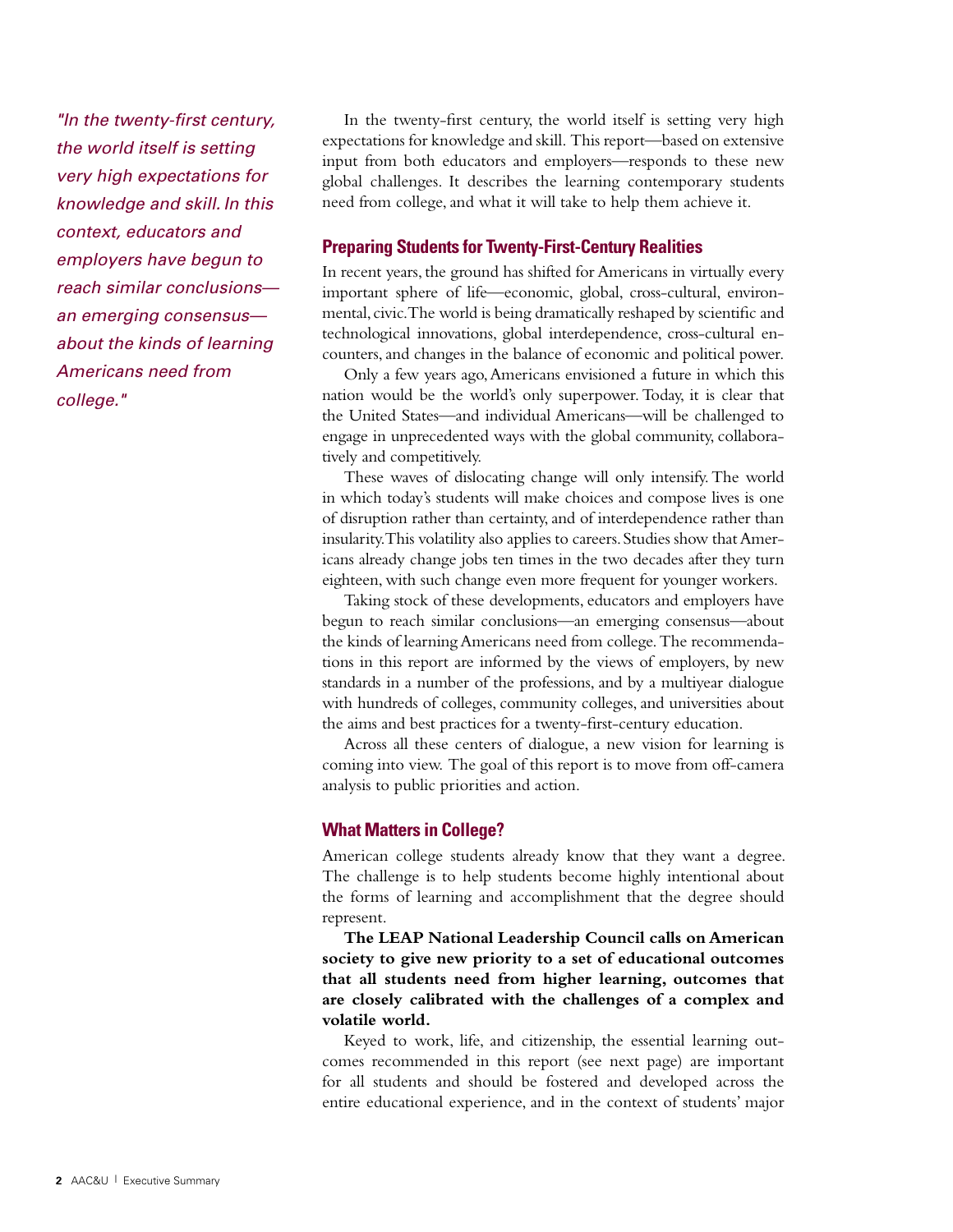*"In the twenty-first century, the world itself is setting very high expectations for knowledge and skill. In this context, educators and employers have begun to reach similar conclusions—an emerging consensus—about the kinds of learning Americans need from college."*

In the twenty-first century, the world itself is setting very high expectations for knowledge and skill. This report—based on extensive input from both educators and employers—responds to these new global challenges. It describes the learning contemporary students need from college, and what it will take to help them achieve it.

## Preparing Students for Twenty-First-Century Realities

In recent years, the ground has shifted for Americans in virtually every important sphere of life—economic, global, cross-cultural, environmental, civic. The world is being dramatically reshaped by scientific and technological innovations, global interdependence, cross-cultural encounters, and changes in the balance of economic and political power.

Only a few years ago, Americans envisioned a future in which this nation would be the world's only superpower. Today, it is clear that the United States—and individual Americans—will be challenged to engage in unprecedented ways with the global community, collaboratively and competitively.

These waves of dislocating change will only intensify. The world in which today's students will make choices and compose lives is one of disruption rather than certainty, and of interdependence rather than insularity. This volatility also applies to careers. Studies show that Americans already change jobs ten times in the two decades after they turn eighteen, with such change even more frequent for younger workers.

Taking stock of these developments, educators and employers have begun to reach similar conclusions—an emerging consensus—about the kinds of learning Americans need from college. The recommendations in this report are informed by the views of employers, by new standards in a number of the professions, and by a multiyear dialogue with hundreds of colleges, community colleges, and universities about the aims and best practices for a twenty-first-century education.

Across all these centers of dialogue, a new vision for learning is coming into view. The goal of this report is to move from off-camera analysis to public priorities and action.

## What Matters in College?

American college students already know that they want a degree. The challenge is to help students become highly intentional about the forms of learning and accomplishment that the degree should represent.

**The LEAP National Leadership Council calls on American society to give new priority to a set of educational outcomes that all students need from higher learning, outcomes that are closely calibrated with the challenges of a complex and volatile world.**

Keyed to work, life, and citizenship, the essential learning outcomes recommended in this report (see next page) are important for all students and should be fostered and developed across the entire educational experience, and in the context of students' major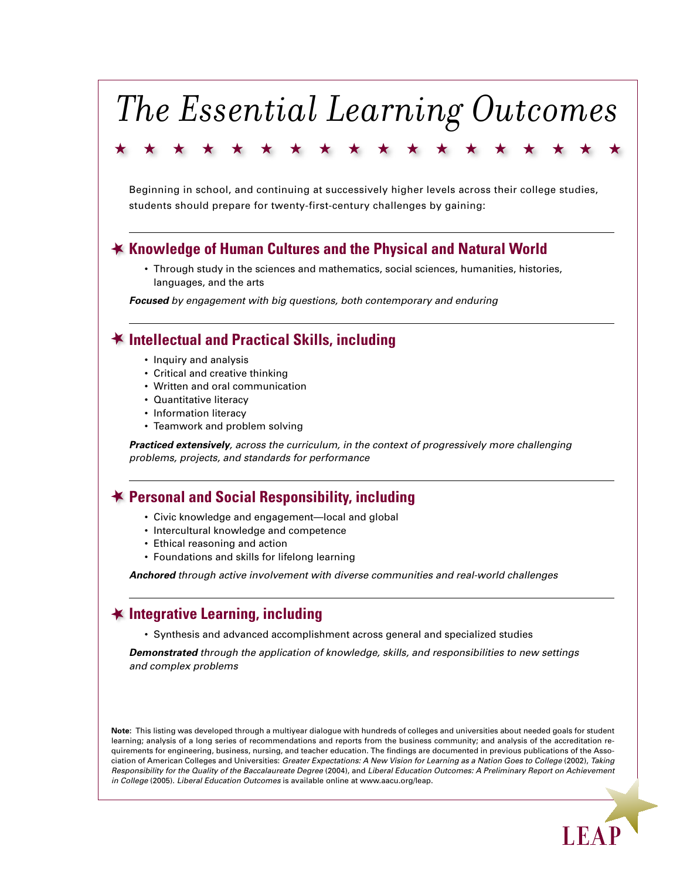# *The Essential Learning Outcomes*

Beginning in school, and continuing at successively higher levels across their college studies, students should prepare for twenty-first-century challenges by gaining:

---

## Knowledge of Human Cultures and the Physical and Natural World

- Through study in the sciences and mathematics, social sciences, humanities, histories, languages, and the arts

***Focused*** *by engagement with big questions, both contemporary and enduring*

---

## Intellectual and Practical Skills, including

- Inquiry and analysis
- Critical and creative thinking
- Written and oral communication
- Quantitative literacy
- Information literacy
- Teamwork and problem solving

***Practiced extensively****, across the curriculum, in the context of progressively more challenging problems, projects, and standards for performance*

---

## Personal and Social Responsibility, including

- Civic knowledge and engagement—local and global
- Intercultural knowledge and competence
- Ethical reasoning and action
- Foundations and skills for lifelong learning

***Anchored*** *through active involvement with diverse communities and real-world challenges*

---

## Integrative Learning, including

- Synthesis and advanced accomplishment across general and specialized studies

***Demonstrated*** *through the application of knowledge, skills, and responsibilities to new settings and complex problems*

**Note:** This listing was developed through a multiyear dialogue with hundreds of colleges and universities about needed goals for student learning; analysis of a long series of recommendations and reports from the business community; and analysis of the accreditation requirements for engineering, business, nursing, and teacher education. The findings are documented in previous publications of the Association of American Colleges and Universities: *Greater Expectations: A New Vision for Learning as a Nation Goes to College* (2002), *Taking Responsibility for the Quality of the Baccalaureate Degree* (2004), and *Liberal Education Outcomes: A Preliminary Report on Achievement in College* (2005). *Liberal Education Outcomes* is available online at www.aacu.org/leap.

LEAP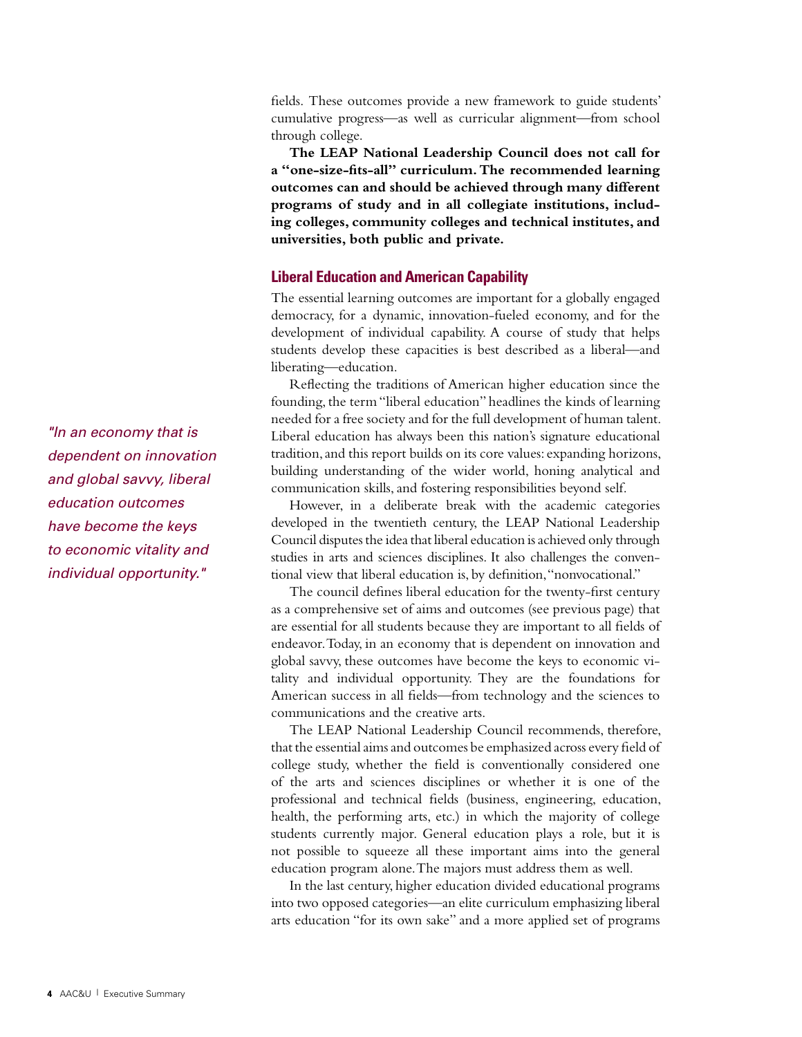fields. These outcomes provide a new framework to guide students' cumulative progress—as well as curricular alignment—from school through college.

**The LEAP National Leadership Council does not call for a "one-size-fits-all" curriculum. The recommended learning outcomes can and should be achieved through many different programs of study and in all collegiate institutions, including colleges, community colleges and technical institutes, and universities, both public and private.**

## Liberal Education and American Capability

The essential learning outcomes are important for a globally engaged democracy, for a dynamic, innovation-fueled economy, and for the development of individual capability. A course of study that helps students develop these capacities is best described as a liberal—and liberating—education.

Reflecting the traditions of American higher education since the founding, the term "liberal education" headlines the kinds of learning needed for a free society and for the full development of human talent. Liberal education has always been this nation's signature educational tradition, and this report builds on its core values: expanding horizons, building understanding of the wider world, honing analytical and communication skills, and fostering responsibilities beyond self.

*"In an economy that is dependent on innovation and global savvy, liberal education outcomes have become the keys to economic vitality and individual opportunity."*

However, in a deliberate break with the academic categories developed in the twentieth century, the LEAP National Leadership Council disputes the idea that liberal education is achieved only through studies in arts and sciences disciplines. It also challenges the conventional view that liberal education is, by definition, "nonvocational."

The council defines liberal education for the twenty-first century as a comprehensive set of aims and outcomes (see previous page) that are essential for all students because they are important to all fields of endeavor. Today, in an economy that is dependent on innovation and global savvy, these outcomes have become the keys to economic vitality and individual opportunity. They are the foundations for American success in all fields—from technology and the sciences to communications and the creative arts.

The LEAP National Leadership Council recommends, therefore, that the essential aims and outcomes be emphasized across every field of college study, whether the field is conventionally considered one of the arts and sciences disciplines or whether it is one of the professional and technical fields (business, engineering, education, health, the performing arts, etc.) in which the majority of college students currently major. General education plays a role, but it is not possible to squeeze all these important aims into the general education program alone. The majors must address them as well.

In the last century, higher education divided educational programs into two opposed categories—an elite curriculum emphasizing liberal arts education "for its own sake" and a more applied set of programs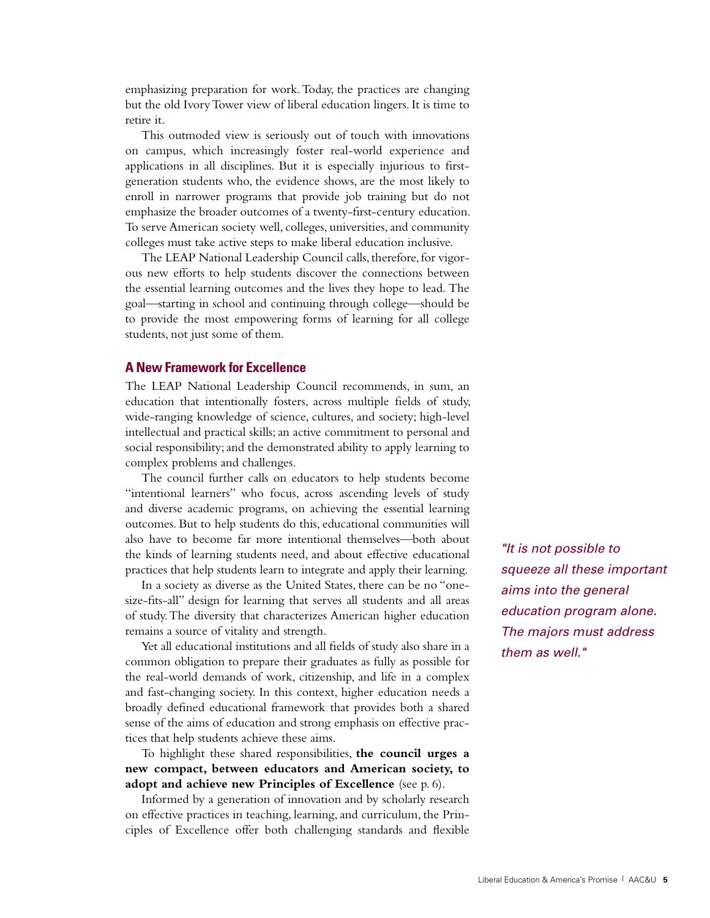emphasizing preparation for work. Today, the practices are changing but the old Ivory Tower view of liberal education lingers. It is time to retire it.

This outmoded view is seriously out of touch with innovations on campus, which increasingly foster real-world experience and applications in all disciplines. But it is especially injurious to first-generation students who, the evidence shows, are the most likely to enroll in narrower programs that provide job training but do not emphasize the broader outcomes of a twenty-first-century education. To serve American society well, colleges, universities, and community colleges must take active steps to make liberal education inclusive.

The LEAP National Leadership Council calls, therefore, for vigorous new efforts to help students discover the connections between the essential learning outcomes and the lives they hope to lead. The goal—starting in school and continuing through college—should be to provide the most empowering forms of learning for all college students, not just some of them.

## A New Framework for Excellence

The LEAP National Leadership Council recommends, in sum, an education that intentionally fosters, across multiple fields of study, wide-ranging knowledge of science, cultures, and society; high-level intellectual and practical skills; an active commitment to personal and social responsibility; and the demonstrated ability to apply learning to complex problems and challenges.

The council further calls on educators to help students become "intentional learners" who focus, across ascending levels of study and diverse academic programs, on achieving the essential learning outcomes. But to help students do this, educational communities will also have to become far more intentional themselves—both about the kinds of learning students need, and about effective educational practices that help students learn to integrate and apply their learning.

*"It is not possible to squeeze all these important aims into the general education program alone. The majors must address them as well."*

In a society as diverse as the United States, there can be no "one-size-fits-all" design for learning that serves all students and all areas of study. The diversity that characterizes American higher education remains a source of vitality and strength.

Yet all educational institutions and all fields of study also share in a common obligation to prepare their graduates as fully as possible for the real-world demands of work, citizenship, and life in a complex and fast-changing society. In this context, higher education needs a broadly defined educational framework that provides both a shared sense of the aims of education and strong emphasis on effective practices that help students achieve these aims.

To highlight these shared responsibilities, **the council urges a new compact, between educators and American society, to adopt and achieve new Principles of Excellence** (see p. 6).

Informed by a generation of innovation and by scholarly research on effective practices in teaching, learning, and curriculum, the Principles of Excellence offer both challenging standards and flexible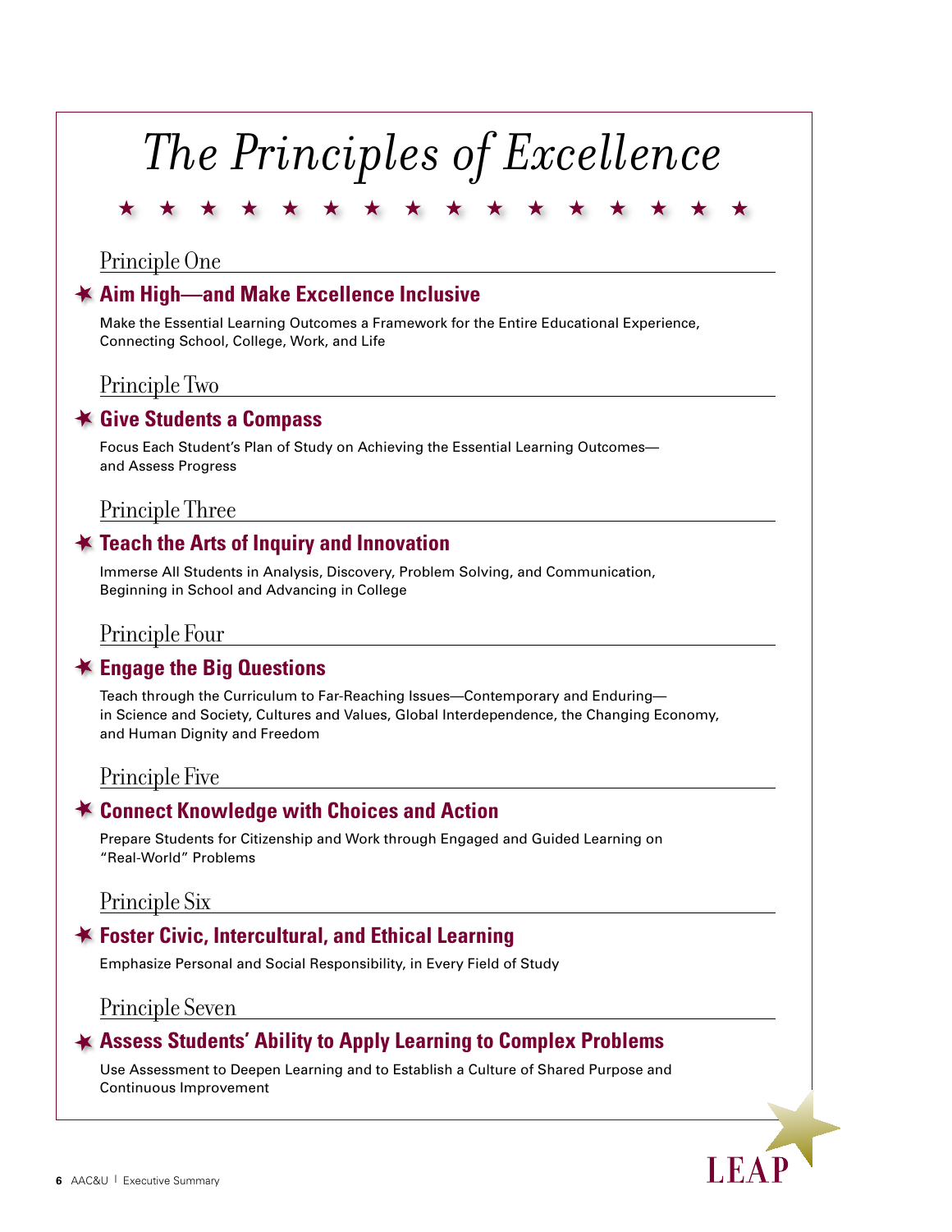# The Principles of Excellence

## Principle One

### Aim High—and Make Excellence Inclusive

Make the Essential Learning Outcomes a Framework for the Entire Educational Experience, Connecting School, College, Work, and Life

## Principle Two

### Give Students a Compass

Focus Each Student's Plan of Study on Achieving the Essential Learning Outcomes—and Assess Progress

## Principle Three

### Teach the Arts of Inquiry and Innovation

Immerse All Students in Analysis, Discovery, Problem Solving, and Communication, Beginning in School and Advancing in College

## Principle Four

### Engage the Big Questions

Teach through the Curriculum to Far-Reaching Issues—Contemporary and Enduring—in Science and Society, Cultures and Values, Global Interdependence, the Changing Economy, and Human Dignity and Freedom

## Principle Five

### Connect Knowledge with Choices and Action

Prepare Students for Citizenship and Work through Engaged and Guided Learning on "Real-World" Problems

## Principle Six

### Foster Civic, Intercultural, and Ethical Learning

Emphasize Personal and Social Responsibility, in Every Field of Study

## Principle Seven

### Assess Students' Ability to Apply Learning to Complex Problems

Use Assessment to Deepen Learning and to Establish a Culture of Shared Purpose and Continuous Improvement

LEAP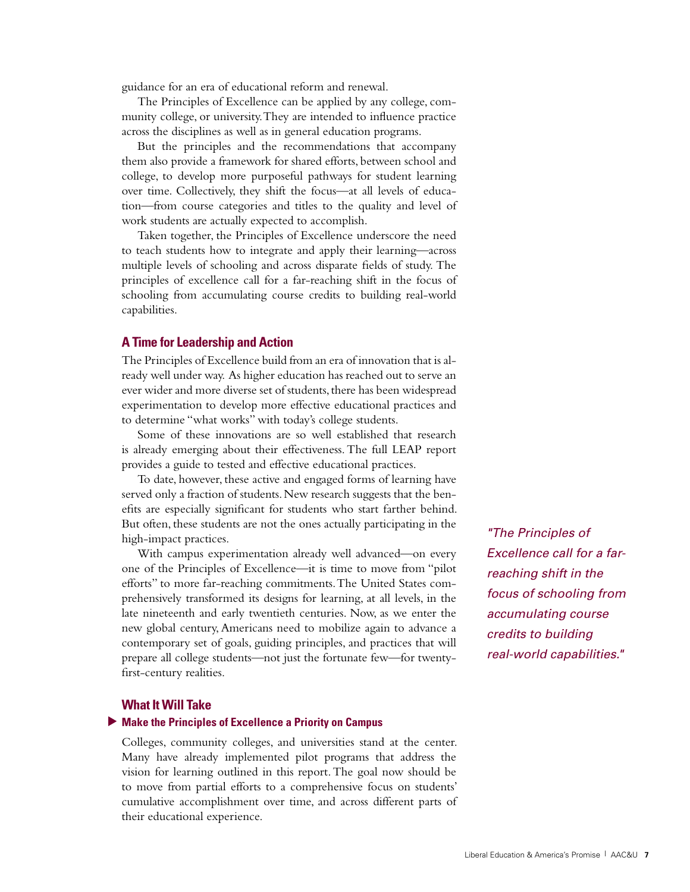guidance for an era of educational reform and renewal.

The Principles of Excellence can be applied by any college, community college, or university. They are intended to influence practice across the disciplines as well as in general education programs.

But the principles and the recommendations that accompany them also provide a framework for shared efforts, between school and college, to develop more purposeful pathways for student learning over time. Collectively, they shift the focus—at all levels of education—from course categories and titles to the quality and level of work students are actually expected to accomplish.

Taken together, the Principles of Excellence underscore the need to teach students how to integrate and apply their learning—across multiple levels of schooling and across disparate fields of study. The principles of excellence call for a far-reaching shift in the focus of schooling from accumulating course credits to building real-world capabilities.

## A Time for Leadership and Action

The Principles of Excellence build from an era of innovation that is already well under way. As higher education has reached out to serve an ever wider and more diverse set of students, there has been widespread experimentation to develop more effective educational practices and to determine "what works" with today's college students.

Some of these innovations are so well established that research is already emerging about their effectiveness. The full LEAP report provides a guide to tested and effective educational practices.

To date, however, these active and engaged forms of learning have served only a fraction of students. New research suggests that the benefits are especially significant for students who start farther behind. But often, these students are not the ones actually participating in the high-impact practices.

With campus experimentation already well advanced—on every one of the Principles of Excellence—it is time to move from "pilot efforts" to more far-reaching commitments. The United States comprehensively transformed its designs for learning, at all levels, in the late nineteenth and early twentieth centuries. Now, as we enter the new global century, Americans need to mobilize again to advance a contemporary set of goals, guiding principles, and practices that will prepare all college students—not just the fortunate few—for twenty-first-century realities.

> *"The Principles of Excellence call for a far-reaching shift in the focus of schooling from accumulating course credits to building real-world capabilities."*

## What It Will Take

### ▶ Make the Principles of Excellence a Priority on Campus

Colleges, community colleges, and universities stand at the center. Many have already implemented pilot programs that address the vision for learning outlined in this report. The goal now should be to move from partial efforts to a comprehensive focus on students' cumulative accomplishment over time, and across different parts of their educational experience.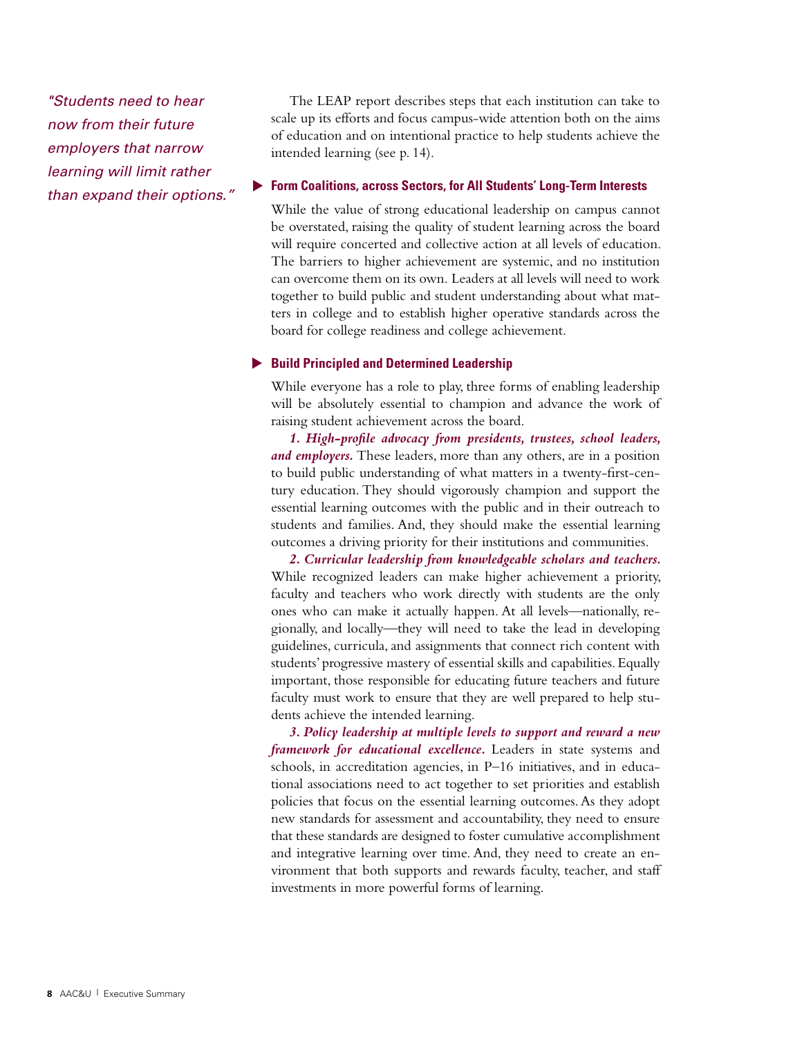> *"Students need to hear now from their future employers that narrow learning will limit rather than expand their options."*

The LEAP report describes steps that each institution can take to scale up its efforts and focus campus-wide attention both on the aims of education and on intentional practice to help students achieve the intended learning (see p. 14).

### Form Coalitions, across Sectors, for All Students' Long-Term Interests

While the value of strong educational leadership on campus cannot be overstated, raising the quality of student learning across the board will require concerted and collective action at all levels of education. The barriers to higher achievement are systemic, and no institution can overcome them on its own. Leaders at all levels will need to work together to build public and student understanding about what matters in college and to establish higher operative standards across the board for college readiness and college achievement.

### Build Principled and Determined Leadership

While everyone has a role to play, three forms of enabling leadership will be absolutely essential to champion and advance the work of raising student achievement across the board.

***1. High-profile advocacy from presidents, trustees, school leaders, and employers.*** These leaders, more than any others, are in a position to build public understanding of what matters in a twenty-first-century education. They should vigorously champion and support the essential learning outcomes with the public and in their outreach to students and families. And, they should make the essential learning outcomes a driving priority for their institutions and communities.

***2. Curricular leadership from knowledgeable scholars and teachers.*** While recognized leaders can make higher achievement a priority, faculty and teachers who work directly with students are the only ones who can make it actually happen. At all levels—nationally, regionally, and locally—they will need to take the lead in developing guidelines, curricula, and assignments that connect rich content with students' progressive mastery of essential skills and capabilities. Equally important, those responsible for educating future teachers and future faculty must work to ensure that they are well prepared to help students achieve the intended learning.

***3. Policy leadership at multiple levels to support and reward a new framework for educational excellence.*** Leaders in state systems and schools, in accreditation agencies, in P–16 initiatives, and in educational associations need to act together to set priorities and establish policies that focus on the essential learning outcomes. As they adopt new standards for assessment and accountability, they need to ensure that these standards are designed to foster cumulative accomplishment and integrative learning over time. And, they need to create an environment that both supports and rewards faculty, teacher, and staff investments in more powerful forms of learning.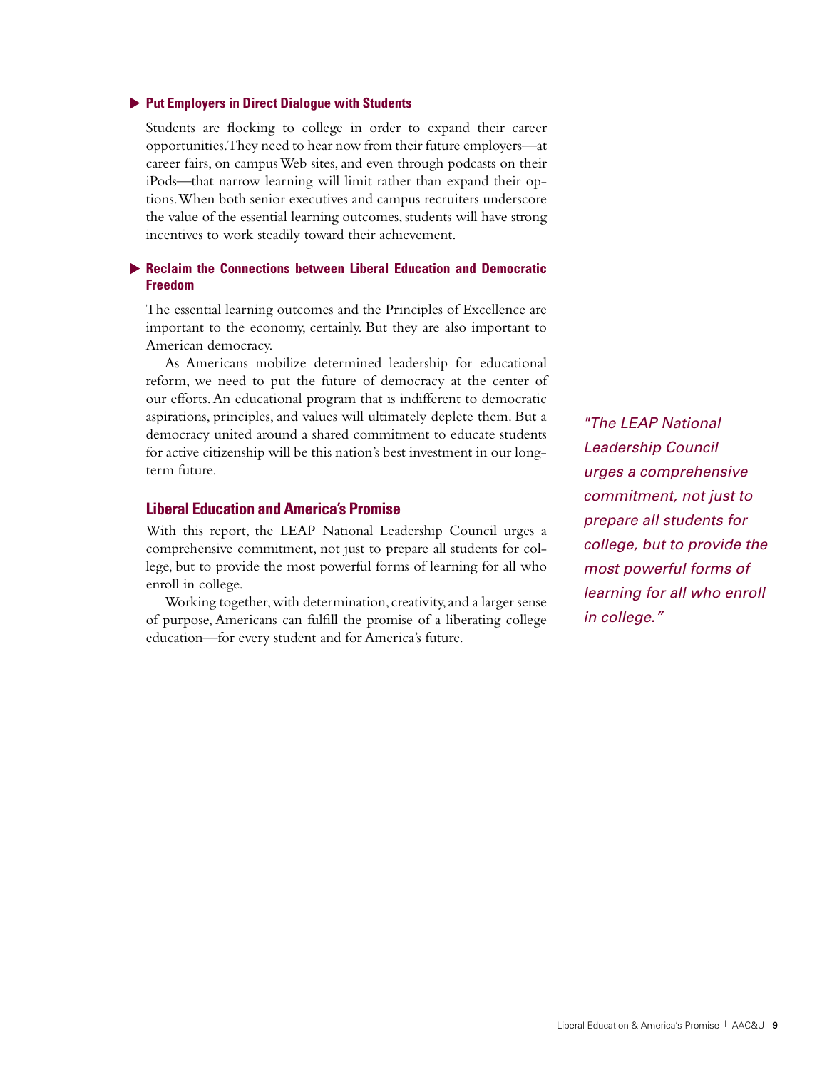### ▶ Put Employers in Direct Dialogue with Students

Students are flocking to college in order to expand their career opportunities. They need to hear now from their future employers—at career fairs, on campus Web sites, and even through podcasts on their iPods—that narrow learning will limit rather than expand their options. When both senior executives and campus recruiters underscore the value of the essential learning outcomes, students will have strong incentives to work steadily toward their achievement.

### ▶ Reclaim the Connections between Liberal Education and Democratic Freedom

The essential learning outcomes and the Principles of Excellence are important to the economy, certainly. But they are also important to American democracy.

As Americans mobilize determined leadership for educational reform, we need to put the future of democracy at the center of our efforts. An educational program that is indifferent to democratic aspirations, principles, and values will ultimately deplete them. But a democracy united around a shared commitment to educate students for active citizenship will be this nation's best investment in our long-term future.

## Liberal Education and America's Promise

With this report, the LEAP National Leadership Council urges a comprehensive commitment, not just to prepare all students for college, but to provide the most powerful forms of learning for all who enroll in college.

Working together, with determination, creativity, and a larger sense of purpose, Americans can fulfill the promise of a liberating college education—for every student and for America's future.

*"The LEAP National Leadership Council urges a comprehensive commitment, not just to prepare all students for college, but to provide the most powerful forms of learning for all who enroll in college."*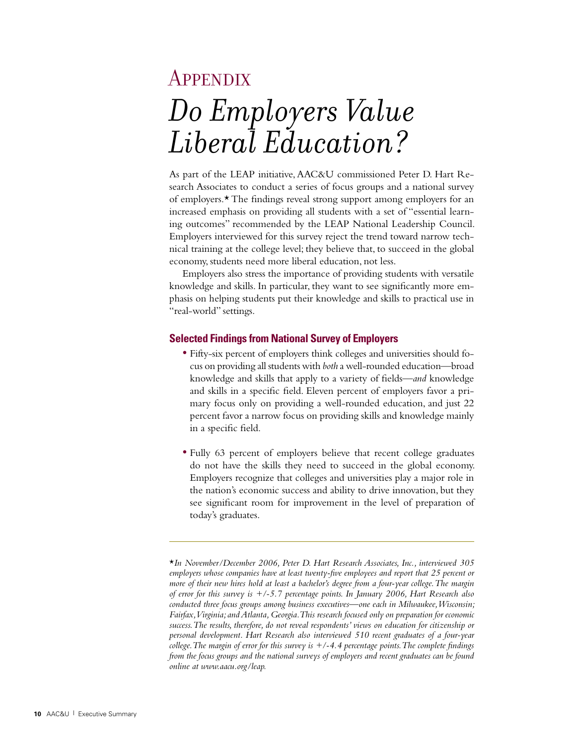# Appendix

# *Do Employers Value Liberal Education?*

As part of the LEAP initiative, AAC&U commissioned Peter D. Hart Research Associates to conduct a series of focus groups and a national survey of employers.* The findings reveal strong support among employers for an increased emphasis on providing all students with a set of "essential learning outcomes" recommended by the LEAP National Leadership Council. Employers interviewed for this survey reject the trend toward narrow technical training at the college level; they believe that, to succeed in the global economy, students need more liberal education, not less.

Employers also stress the importance of providing students with versatile knowledge and skills. In particular, they want to see significantly more emphasis on helping students put their knowledge and skills to practical use in "real-world" settings.

## Selected Findings from National Survey of Employers

- Fifty-six percent of employers think colleges and universities should focus on providing all students with *both* a well-rounded education—broad knowledge and skills that apply to a variety of fields—*and* knowledge and skills in a specific field. Eleven percent of employers favor a primary focus only on providing a well-rounded education, and just 22 percent favor a narrow focus on providing skills and knowledge mainly in a specific field.

- Fully 63 percent of employers believe that recent college graduates do not have the skills they need to succeed in the global economy. Employers recognize that colleges and universities play a major role in the nation's economic success and ability to drive innovation, but they see significant room for improvement in the level of preparation of today's graduates.

---

**In November/December 2006, Peter D. Hart Research Associates, Inc., interviewed 305 employers whose companies have at least twenty-five employees and report that 25 percent or more of their new hires hold at least a bachelor's degree from a four-year college. The margin of error for this survey is +/-5.7 percentage points. In January 2006, Hart Research also conducted three focus groups among business executives—one each in Milwaukee, Wisconsin; Fairfax, Virginia; and Atlanta, Georgia. This research focused only on preparation for economic success. The results, therefore, do not reveal respondents' views on education for citizenship or personal development. Hart Research also interviewed 510 recent graduates of a four-year college. The margin of error for this survey is +/-4.4 percentage points. The complete findings from the focus groups and the national surveys of employers and recent graduates can be found online at www.aacu.org/leap.*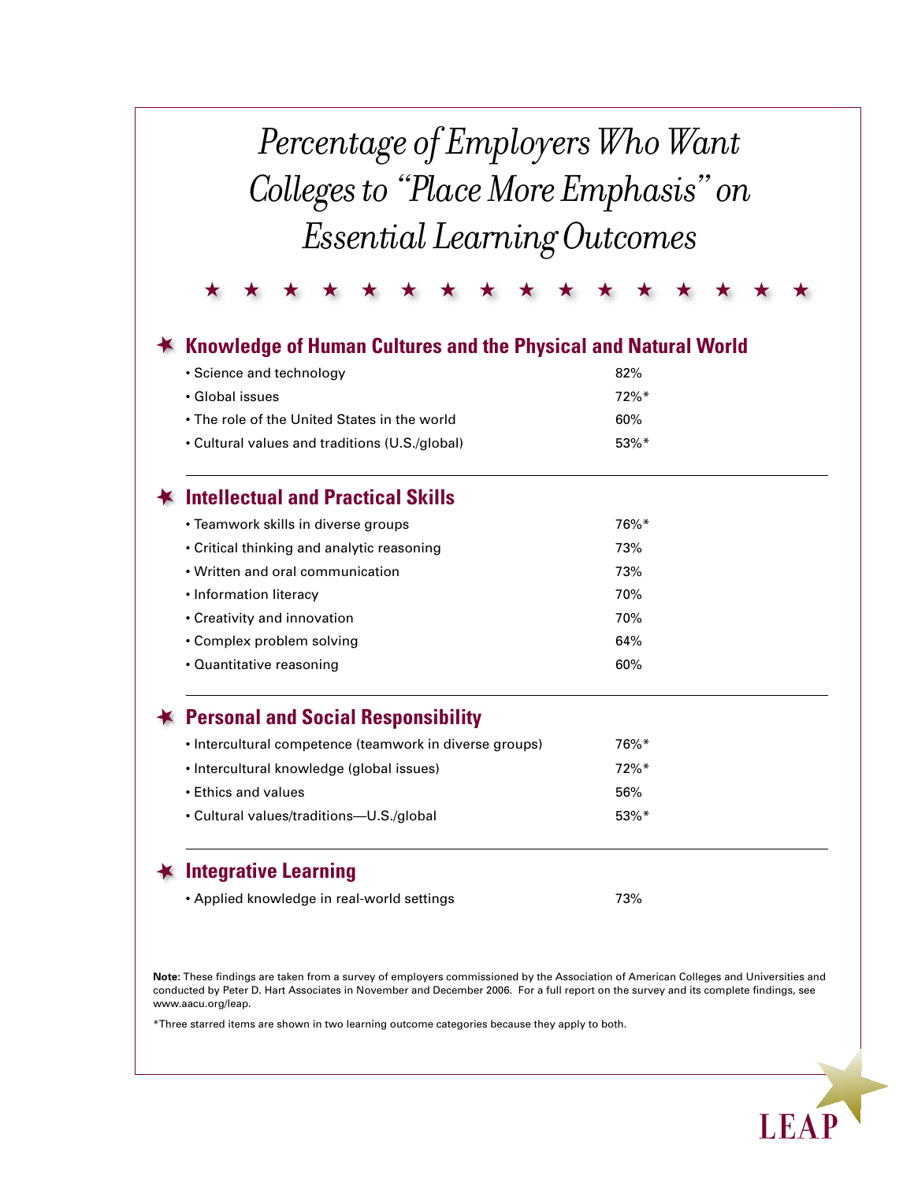# *Percentage of Employers Who Want Colleges to "Place More Emphasis" on Essential Learning Outcomes*

★ ★ ★ ★ ★ ★ ★ ★ ★ ★ ★ ★ ★ ★ ★ ★

## Knowledge of Human Cultures and the Physical and Natural World

| | |
|---|---|
| • Science and technology | 82% |
| • Global issues | 72%* |
| • The role of the United States in the world | 60% |
| • Cultural values and traditions (U.S./global) | 53%* |

## Intellectual and Practical Skills

| | |
|---|---|
| • Teamwork skills in diverse groups | 76%* |
| • Critical thinking and analytic reasoning | 73% |
| • Written and oral communication | 73% |
| • Information literacy | 70% |
| • Creativity and innovation | 70% |
| • Complex problem solving | 64% |
| • Quantitative reasoning | 60% |

## Personal and Social Responsibility

| | |
|---|---|
| • Intercultural competence (teamwork in diverse groups) | 76%* |
| • Intercultural knowledge (global issues) | 72%* |
| • Ethics and values | 56% |
| • Cultural values/traditions—U.S./global | 53%* |

## Integrative Learning

| | |
|---|---|
| • Applied knowledge in real-world settings | 73% |

**Note:** These findings are taken from a survey of employers commissioned by the Association of American Colleges and Universities and conducted by Peter D. Hart Associates in November and December 2006. For a full report on the survey and its complete findings, see www.aacu.org/leap.

*Three starred items are shown in two learning outcome categories because they apply to both.

LEAP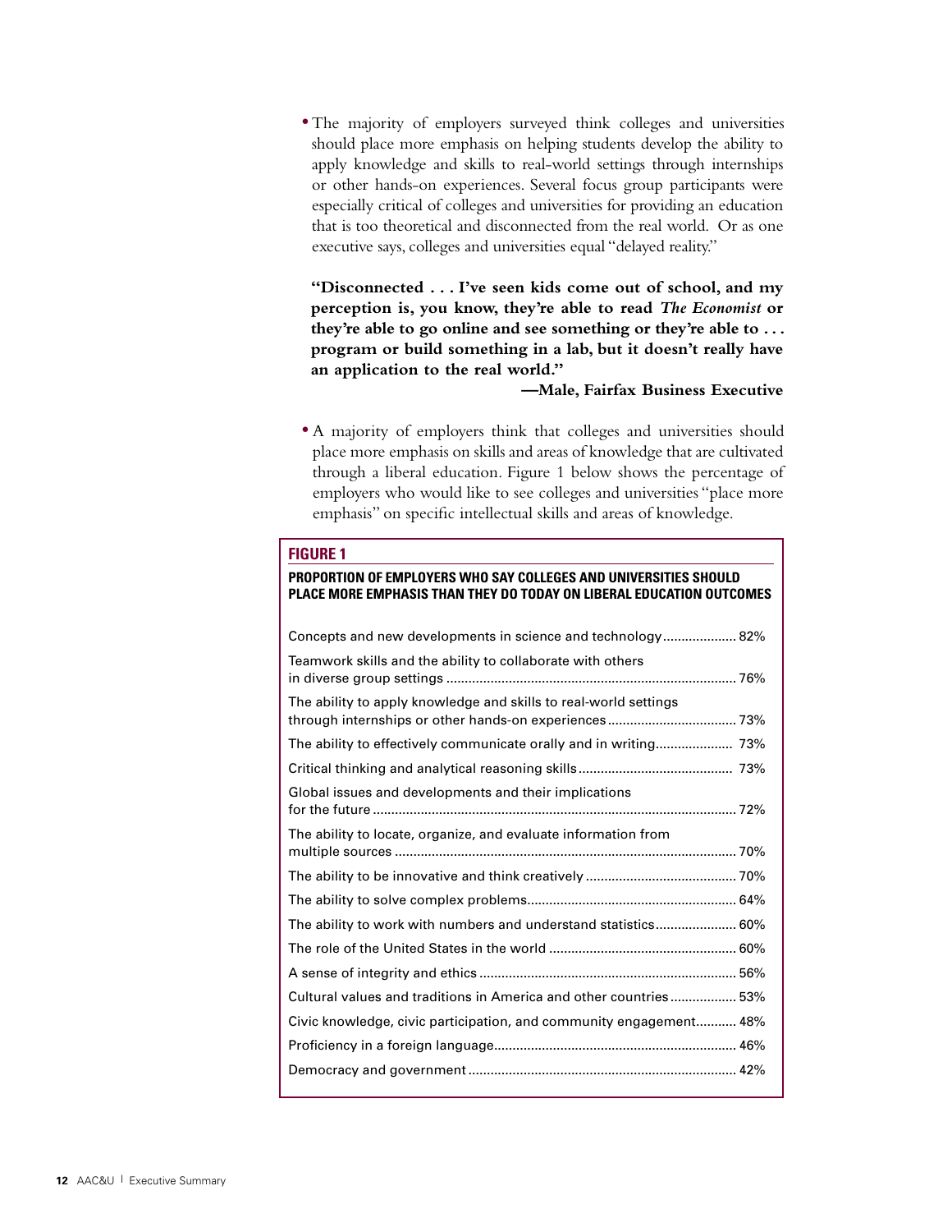- The majority of employers surveyed think colleges and universities should place more emphasis on helping students develop the ability to apply knowledge and skills to real-world settings through internships or other hands-on experiences. Several focus group participants were especially critical of colleges and universities for providing an education that is too theoretical and disconnected from the real world. Or as one executive says, colleges and universities equal "delayed reality."

**"Disconnected . . . I've seen kids come out of school, and my perception is, you know, they're able to read *The Economist* or they're able to go online and see something or they're able to . . . program or build something in a lab, but it doesn't really have an application to the real world."**

**—Male, Fairfax Business Executive**

- A majority of employers think that colleges and universities should place more emphasis on skills and areas of knowledge that are cultivated through a liberal education. Figure 1 below shows the percentage of employers who would like to see colleges and universities "place more emphasis" on specific intellectual skills and areas of knowledge.

**FIGURE 1**

**PROPORTION OF EMPLOYERS WHO SAY COLLEGES AND UNIVERSITIES SHOULD PLACE MORE EMPHASIS THAN THEY DO TODAY ON LIBERAL EDUCATION OUTCOMES**

| Outcome | Percentage |
|---|---|
| Concepts and new developments in science and technology | 82% |
| Teamwork skills and the ability to collaborate with others in diverse group settings | 76% |
| The ability to apply knowledge and skills to real-world settings through internships or other hands-on experiences | 73% |
| The ability to effectively communicate orally and in writing | 73% |
| Critical thinking and analytical reasoning skills | 73% |
| Global issues and developments and their implications for the future | 72% |
| The ability to locate, organize, and evaluate information from multiple sources | 70% |
| The ability to be innovative and think creatively | 70% |
| The ability to solve complex problems | 64% |
| The ability to work with numbers and understand statistics | 60% |
| The role of the United States in the world | 60% |
| A sense of integrity and ethics | 56% |
| Cultural values and traditions in America and other countries | 53% |
| Civic knowledge, civic participation, and community engagement | 48% |
| Proficiency in a foreign language | 46% |
| Democracy and government | 42% |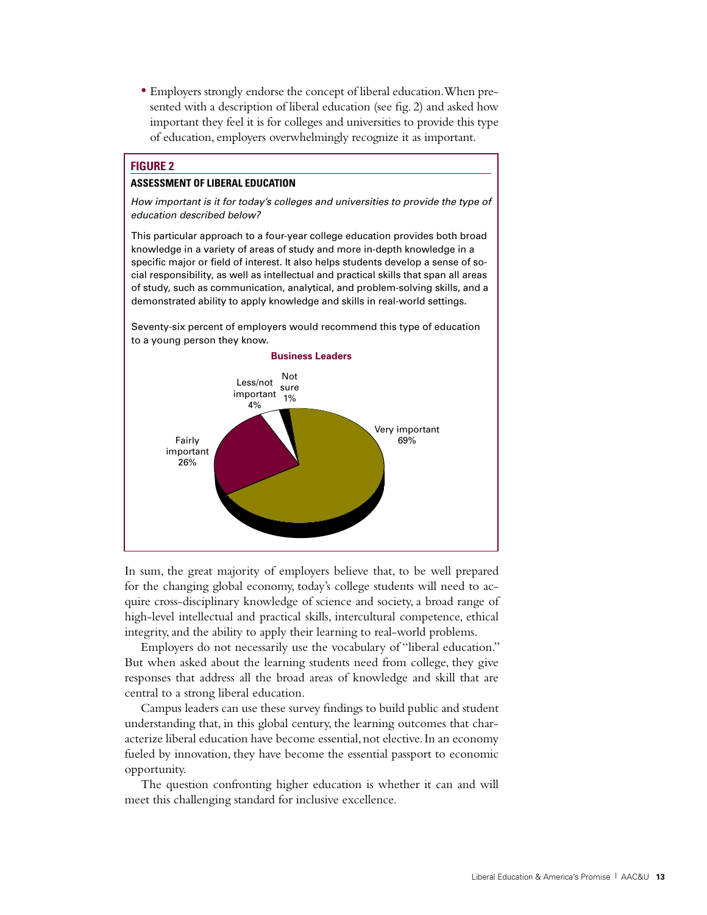- Employers strongly endorse the concept of liberal education. When presented with a description of liberal education (see fig. 2) and asked how important they feel it is for colleges and universities to provide this type of education, employers overwhelmingly recognize it as important.

**FIGURE 2**

**ASSESSMENT OF LIBERAL EDUCATION**

*How important is it for today's colleges and universities to provide the type of education described below?*

This particular approach to a four-year college education provides both broad knowledge in a variety of areas of study and more in-depth knowledge in a specific major or field of interest. It also helps students develop a sense of social responsibility, as well as intellectual and practical skills that span all areas of study, such as communication, analytical, and problem-solving skills, and a demonstrated ability to apply knowledge and skills in real-world settings.

Seventy-six percent of employers would recommend this type of education to a young person they know.

**Business Leaders**

| Response | Percent |
| --- | --- |
| Very important | 69% |
| Fairly important | 26% |
| Less/not important | 4% |
| Not sure | 1% |

In sum, the great majority of employers believe that, to be well prepared for the changing global economy, today's college students will need to acquire cross-disciplinary knowledge of science and society, a broad range of high-level intellectual and practical skills, intercultural competence, ethical integrity, and the ability to apply their learning to real-world problems.

Employers do not necessarily use the vocabulary of "liberal education." But when asked about the learning students need from college, they give responses that address all the broad areas of knowledge and skill that are central to a strong liberal education.

Campus leaders can use these survey findings to build public and student understanding that, in this global century, the learning outcomes that characterize liberal education have become essential, not elective. In an economy fueled by innovation, they have become the essential passport to economic opportunity.

The question confronting higher education is whether it can and will meet this challenging standard for inclusive excellence.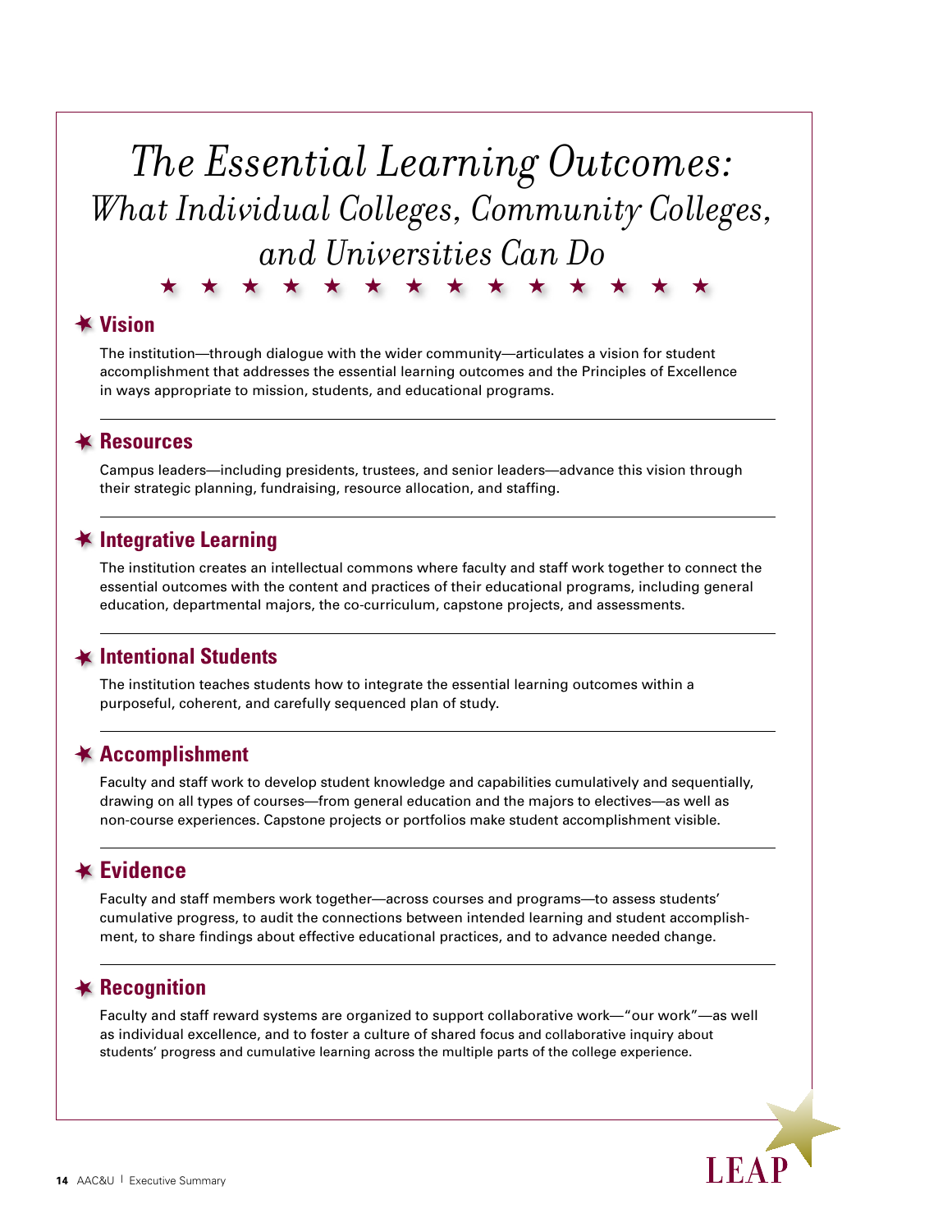# *The Essential Learning Outcomes: What Individual Colleges, Community Colleges, and Universities Can Do*

## Vision

The institution—through dialogue with the wider community—articulates a vision for student accomplishment that addresses the essential learning outcomes and the Principles of Excellence in ways appropriate to mission, students, and educational programs.

## Resources

Campus leaders—including presidents, trustees, and senior leaders—advance this vision through their strategic planning, fundraising, resource allocation, and staffing.

## Integrative Learning

The institution creates an intellectual commons where faculty and staff work together to connect the essential outcomes with the content and practices of their educational programs, including general education, departmental majors, the co-curriculum, capstone projects, and assessments.

## Intentional Students

The institution teaches students how to integrate the essential learning outcomes within a purposeful, coherent, and carefully sequenced plan of study.

## Accomplishment

Faculty and staff work to develop student knowledge and capabilities cumulatively and sequentially, drawing on all types of courses—from general education and the majors to electives—as well as non-course experiences. Capstone projects or portfolios make student accomplishment visible.

## Evidence

Faculty and staff members work together—across courses and programs—to assess students' cumulative progress, to audit the connections between intended learning and student accomplishment, to share findings about effective educational practices, and to advance needed change.

## Recognition

Faculty and staff reward systems are organized to support collaborative work—"our work"—as well as individual excellence, and to foster a culture of shared focus and collaborative inquiry about students' progress and cumulative learning across the multiple parts of the college experience.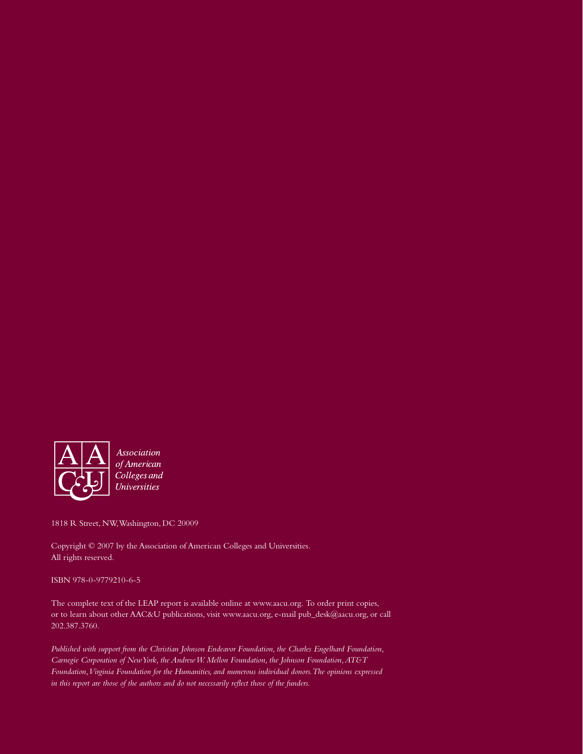Association of American Colleges and Universities

1818 R Street, NW, Washington, DC 20009

Copyright © 2007 by the Association of American Colleges and Universities.
All rights reserved.

ISBN 978-0-9779210-6-5

The complete text of the LEAP report is available online at www.aacu.org. To order print copies, or to learn about other AAC&U publications, visit www.aacu.org, e-mail pub_desk@aacu.org, or call 202.387.3760.

*Published with support from the Christian Johnson Endeavor Foundation, the Charles Engelhard Foundation, Carnegie Corporation of New York, the Andrew W. Mellon Foundation, the Johnson Foundation, AT&T Foundation, Virginia Foundation for the Humanities, and numerous individual donors. The opinions expressed in this report are those of the authors and do not necessarily reflect those of the funders.*